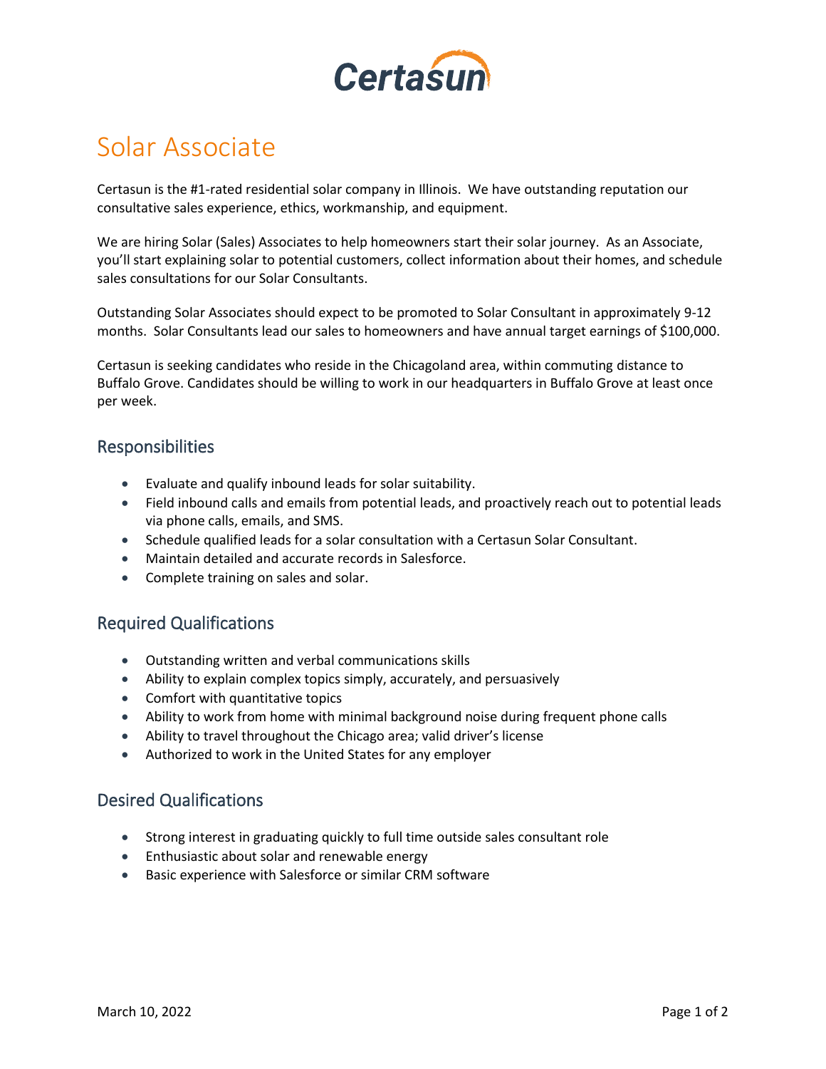# Certasun

# Solar Associate

Certasun is the #1-rated residential solar company in Illinois. We have outstanding reputation our consultative sales experience, ethics, workmanship, and equipment.

We are hiring Solar (Sales) Associates to help homeowners start their solar journey. As an Associate, you'll start explaining solar to potential customers, collect information about their homes, and schedule sales consultations for our Solar Consultants.

Outstanding Solar Associates should expect to be promoted to Solar Consultant in approximately 9-12 months. Solar Consultants lead our sales to homeowners and have annual target earnings of $100,000.

Certasun is seeking candidates who reside in the Chicagoland area, within commuting distance to Buffalo Grove. Candidates should be willing to work in our headquarters in Buffalo Grove at least once per week.

## Responsibilities

- Evaluate and qualify inbound leads for solar suitability.
- Field inbound calls and emails from potential leads, and proactively reach out to potential leads via phone calls, emails, and SMS.
- Schedule qualified leads for a solar consultation with a Certasun Solar Consultant.
- Maintain detailed and accurate records in Salesforce.
- Complete training on sales and solar.

## Required Qualifications

- Outstanding written and verbal communications skills
- Ability to explain complex topics simply, accurately, and persuasively
- Comfort with quantitative topics
- Ability to work from home with minimal background noise during frequent phone calls
- Ability to travel throughout the Chicago area; valid driver's license
- Authorized to work in the United States for any employer

## Desired Qualifications

- Strong interest in graduating quickly to full time outside sales consultant role
- Enthusiastic about solar and renewable energy
- Basic experience with Salesforce or similar CRM software

March 10, 2022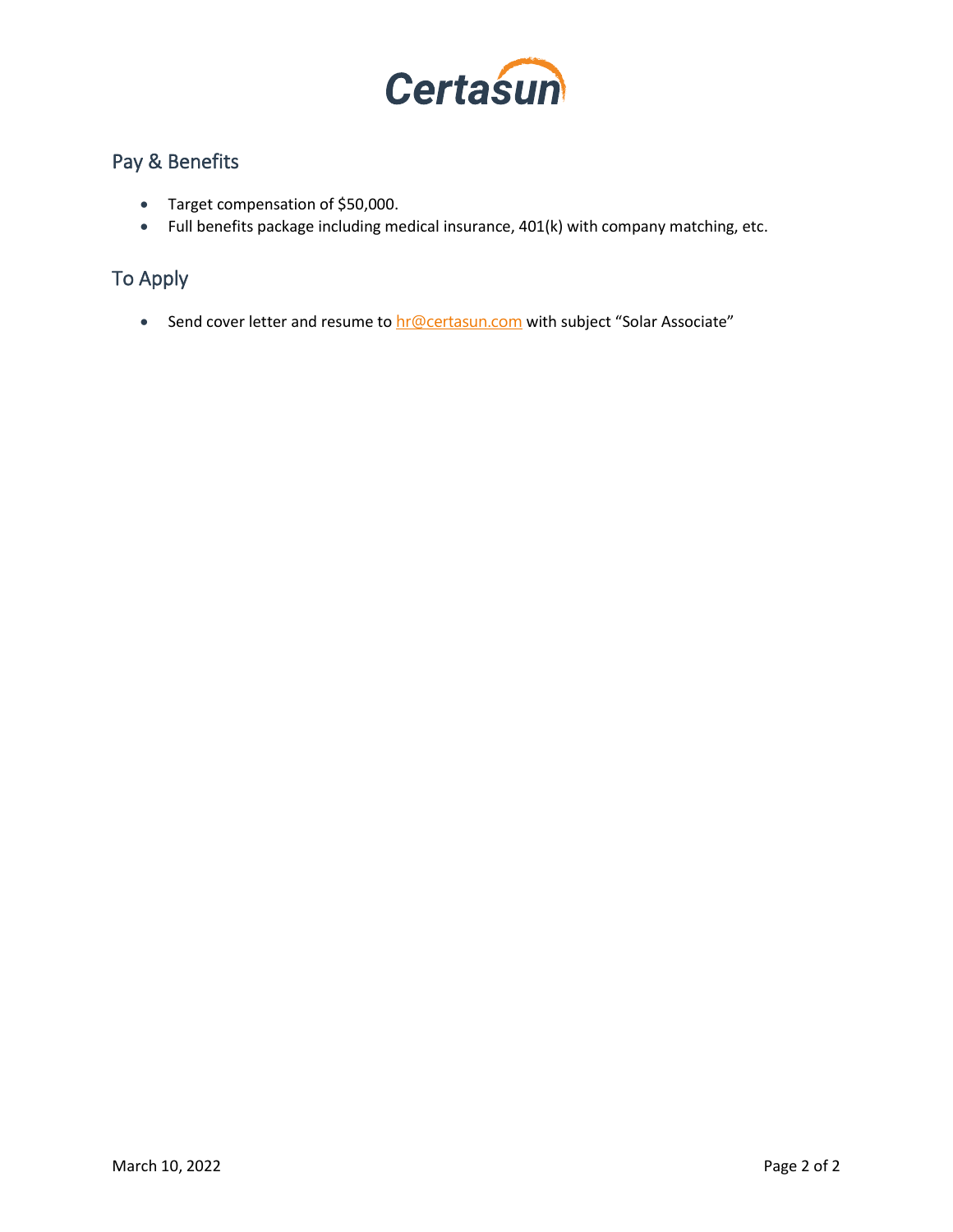## Pay & Benefits

- Target compensation of $50,000.
- Full benefits package including medical insurance, 401(k) with company matching, etc.

## To Apply

- Send cover letter and resume to hr@certasun.com with subject “Solar Associate”